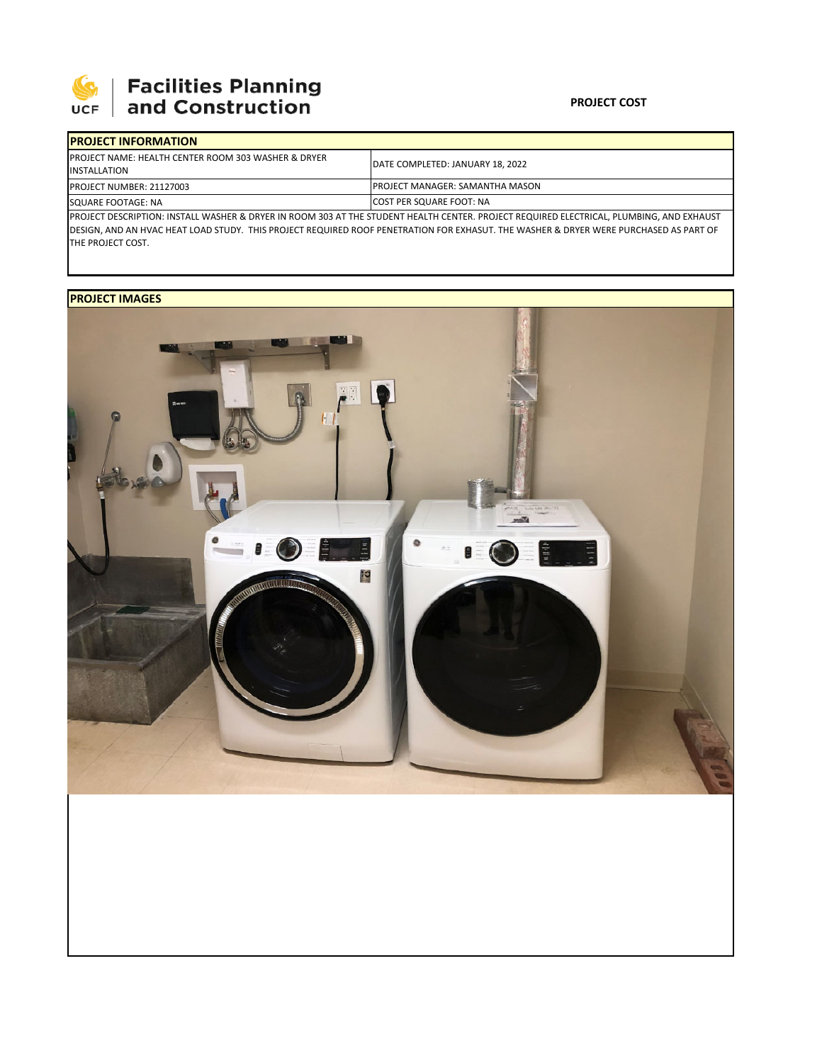Facilities Planning and Construction

**PROJECT COST**

## PROJECT INFORMATION

| | |
|---|---|
| PROJECT NAME: HEALTH CENTER ROOM 303 WASHER & DRYER INSTALLATION | DATE COMPLETED: JANUARY 18, 2022 |
| PROJECT NUMBER: 21127003 | PROJECT MANAGER: SAMANTHA MASON |
| SQUARE FOOTAGE: NA | COST PER SQUARE FOOT: NA |

PROJECT DESCRIPTION: INSTALL WASHER & DRYER IN ROOM 303 AT THE STUDENT HEALTH CENTER. PROJECT REQUIRED ELECTRICAL, PLUMBING, AND EXHAUST DESIGN, AND AN HVAC HEAT LOAD STUDY. THIS PROJECT REQUIRED ROOF PENETRATION FOR EXHASUT. THE WASHER & DRYER WERE PURCHASED AS PART OF THE PROJECT COST.

## PROJECT IMAGES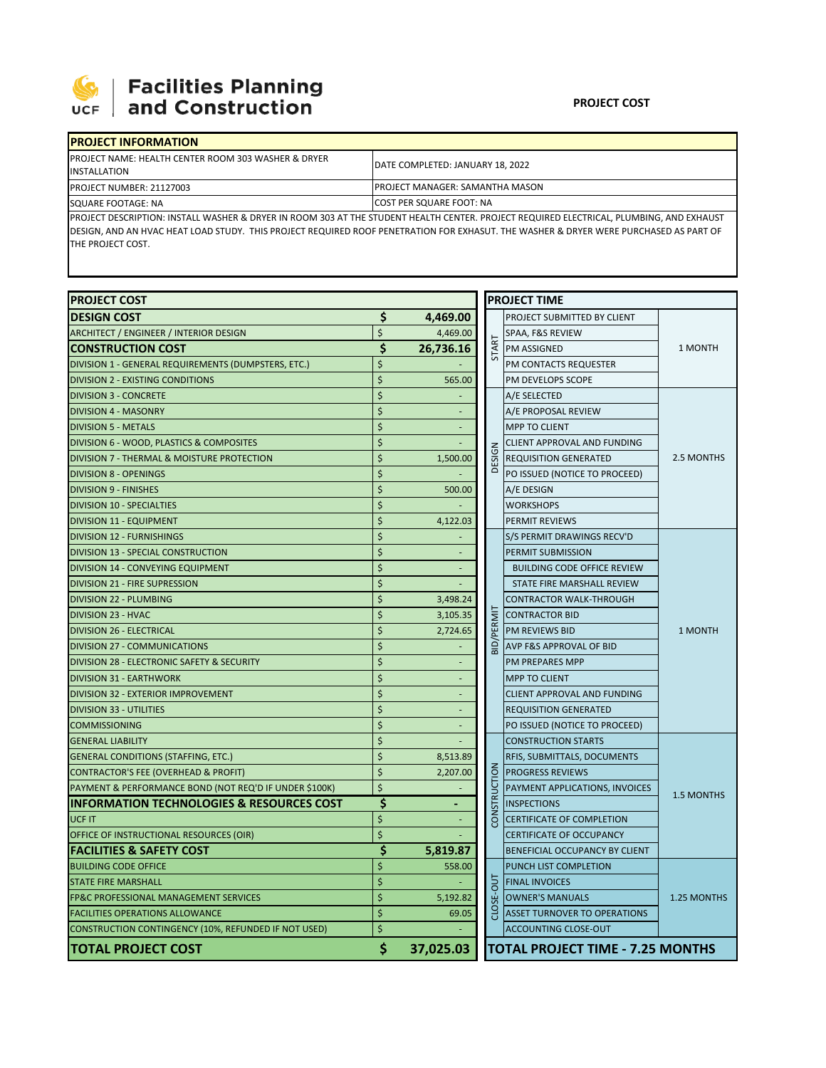# Facilities Planning and Construction

**PROJECT COST**

| PROJECT INFORMATION | |
|---|---|
| PROJECT NAME: HEALTH CENTER ROOM 303 WASHER & DRYER INSTALLATION | DATE COMPLETED: JANUARY 18, 2022 |
| PROJECT NUMBER: 21127003 | PROJECT MANAGER: SAMANTHA MASON |
| SQUARE FOOTAGE: NA | COST PER SQUARE FOOT: NA |

PROJECT DESCRIPTION: INSTALL WASHER & DRYER IN ROOM 303 AT THE STUDENT HEALTH CENTER. PROJECT REQUIRED ELECTRICAL, PLUMBING, AND EXHAUST DESIGN, AND AN HVAC HEAT LOAD STUDY. THIS PROJECT REQUIRED ROOF PENETRATION FOR EXHAUST. THE WASHER & DRYER WERE PURCHASED AS PART OF THE PROJECT COST.

| PROJECT COST | | |
|---|---|---|
| **DESIGN COST** | **$** | **4,469.00** |
| ARCHITECT / ENGINEER / INTERIOR DESIGN | $ | 4,469.00 |
| **CONSTRUCTION COST** | **$** | **26,736.16** |
| DIVISION 1 - GENERAL REQUIREMENTS (DUMPSTERS, ETC.) | $ | - |
| DIVISION 2 - EXISTING CONDITIONS | $ | 565.00 |
| DIVISION 3 - CONCRETE | $ | - |
| DIVISION 4 - MASONRY | $ | - |
| DIVISION 5 - METALS | $ | - |
| DIVISION 6 - WOOD, PLASTICS & COMPOSITES | $ | - |
| DIVISION 7 - THERMAL & MOISTURE PROTECTION | $ | 1,500.00 |
| DIVISION 8 - OPENINGS | $ | - |
| DIVISION 9 - FINISHES | $ | 500.00 |
| DIVISION 10 - SPECIALTIES | $ | - |
| DIVISION 11 - EQUIPMENT | $ | 4,122.03 |
| DIVISION 12 - FURNISHINGS | $ | - |
| DIVISION 13 - SPECIAL CONSTRUCTION | $ | - |
| DIVISION 14 - CONVEYING EQUIPMENT | $ | - |
| DIVISION 21 - FIRE SUPRESSION | $ | - |
| DIVISION 22 - PLUMBING | $ | 3,498.24 |
| DIVISION 23 - HVAC | $ | 3,105.35 |
| DIVISION 26 - ELECTRICAL | $ | 2,724.65 |
| DIVISION 27 - COMMUNICATIONS | $ | - |
| DIVISION 28 - ELECTRONIC SAFETY & SECURITY | $ | - |
| DIVISION 31 - EARTHWORK | $ | - |
| DIVISION 32 - EXTERIOR IMPROVEMENT | $ | - |
| DIVISION 33 - UTILITIES | $ | - |
| COMMISSIONING | $ | - |
| GENERAL LIABILITY | $ | - |
| GENERAL CONDITIONS (STAFFING, ETC.) | $ | 8,513.89 |
| CONTRACTOR'S FEE (OVERHEAD & PROFIT) | $ | 2,207.00 |
| PAYMENT & PERFORMANCE BOND (NOT REQ'D IF UNDER $100K) | $ | - |
| **INFORMATION TECHNOLOGIES & RESOURCES COST** | **$** | **-** |
| UCF IT | $ | - |
| OFFICE OF INSTRUCTIONAL RESOURCES (OIR) | $ | - |
| **FACILITIES & SAFETY COST** | **$** | **5,819.87** |
| BUILDING CODE OFFICE | $ | 558.00 |
| STATE FIRE MARSHALL | $ | - |
| FP&C PROFESSIONAL MANAGEMENT SERVICES | $ | 5,192.82 |
| FACILITIES OPERATIONS ALLOWANCE | $ | 69.05 |
| CONSTRUCTION CONTINGENCY (10%, REFUNDED IF NOT USED) | $ | - |
| **TOTAL PROJECT COST** | **$** | **37,025.03** |

| PROJECT TIME | | |
|---|---|---|
| START | PROJECT SUBMITTED BY CLIENT | 1 MONTH |
| | SPAA, F&S REVIEW | |
| | PM ASSIGNED | |
| | PM CONTACTS REQUESTER | |
| | PM DEVELOPS SCOPE | |
| DESIGN | A/E SELECTED | 2.5 MONTHS |
| | A/E PROPOSAL REVIEW | |
| | MPP TO CLIENT | |
| | CLIENT APPROVAL AND FUNDING | |
| | REQUISITION GENERATED | |
| | PO ISSUED (NOTICE TO PROCEED) | |
| | A/E DESIGN | |
| | WORKSHOPS | |
| | PERMIT REVIEWS | |
| BID/PERMIT | S/S PERMIT DRAWINGS RECV'D | 1 MONTH |
| | PERMIT SUBMISSION | |
| | BUILDING CODE OFFICE REVIEW | |
| | STATE FIRE MARSHALL REVIEW | |
| | CONTRACTOR WALK-THROUGH | |
| | CONTRACTOR BID | |
| | PM REVIEWS BID | |
| | AVP F&S APPROVAL OF BID | |
| | PM PREPARES MPP | |
| | MPP TO CLIENT | |
| | CLIENT APPROVAL AND FUNDING | |
| | REQUISITION GENERATED | |
| | PO ISSUED (NOTICE TO PROCEED) | |
| CONSTRUCTION | CONSTRUCTION STARTS | 1.5 MONTHS |
| | RFIS, SUBMITTALS, DOCUMENTS | |
| | PROGRESS REVIEWS | |
| | PAYMENT APPLICATIONS, INVOICES | |
| | INSPECTIONS | |
| | CERTIFICATE OF COMPLETION | |
| | CERTIFICATE OF OCCUPANCY | |
| | BENEFICIAL OCCUPANCY BY CLIENT | |
| CLOSE-OUT | PUNCH LIST COMPLETION | 1.25 MONTHS |
| | FINAL INVOICES | |
| | OWNER'S MANUALS | |
| | ASSET TURNOVER TO OPERATIONS | |
| | ACCOUNTING CLOSE-OUT | |
| **TOTAL PROJECT TIME - 7.25 MONTHS** | | |